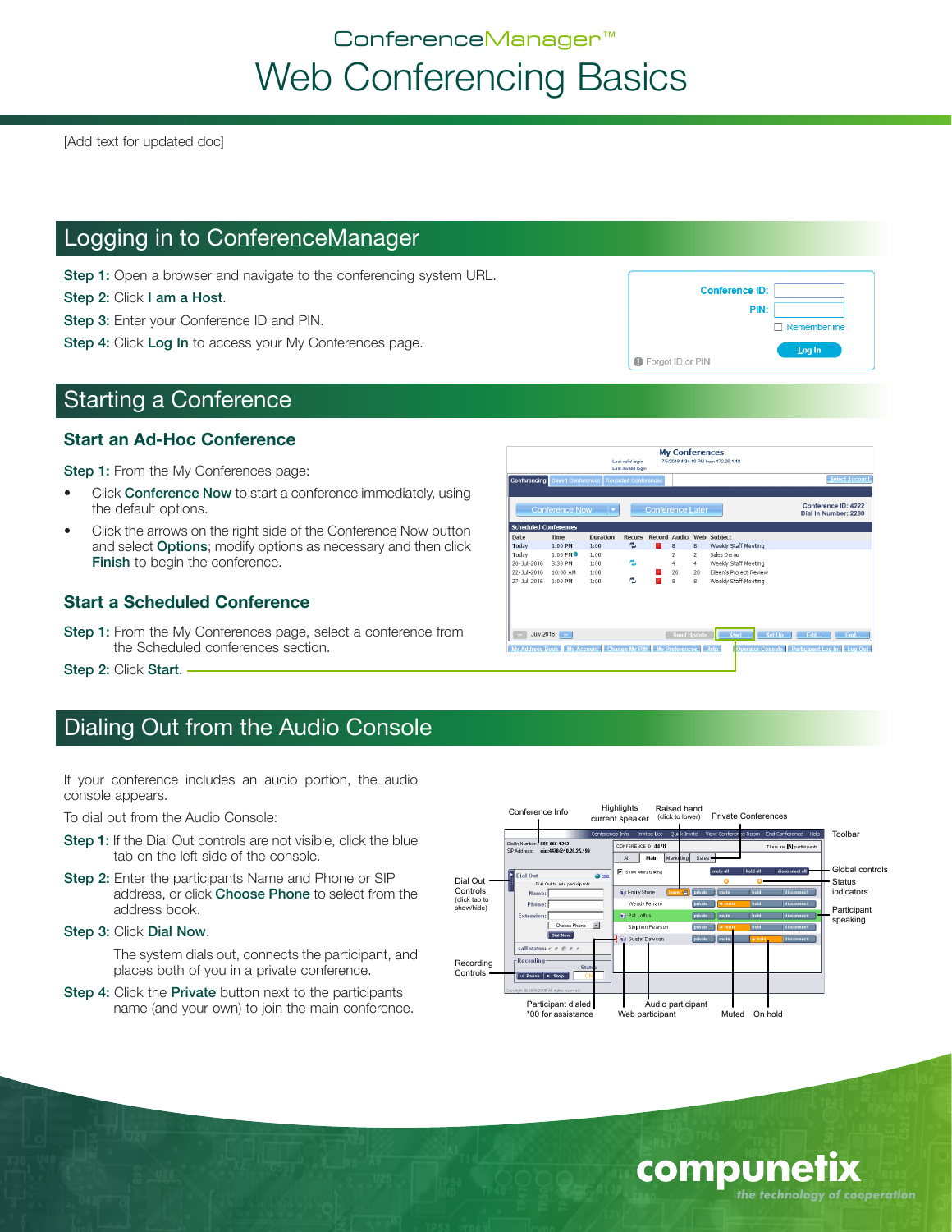# ConferenceManager™ Web Conferencing Basics

[Add text for updated doc]

## Logging in to ConferenceManager

**Step 1:** Open a browser and navigate to the conferencing system URL.

**Step 2:** Click **I am a Host**.

**Step 3:** Enter your Conference ID and PIN.

**Step 4:** Click **Log In** to access your My Conferences page.

## Starting a Conference

### Start an Ad-Hoc Conference

**Step 1:** From the My Conferences page:

- Click **Conference Now** to start a conference immediately, using the default options.
- Click the arrows on the right side of the Conference Now button and select **Options**; modify options as necessary and then click **Finish** to begin the conference.

### Start a Scheduled Conference

**Step 1:** From the My Conferences page, select a conference from the Scheduled conferences section.

**Step 2:** Click **Start**.

## Dialing Out from the Audio Console

If your conference includes an audio portion, the audio console appears.

To dial out from the Audio Console:

**Step 1:** If the Dial Out controls are not visible, click the blue tab on the left side of the console.

**Step 2:** Enter the participants Name and Phone or SIP address, or click **Choose Phone** to select from the address book.

**Step 3:** Click **Dial Now**.

The system dials out, connects the participant, and places both of you in a private conference.

**Step 4:** Click the **Private** button next to the participants name (and your own) to join the main conference.

compunetix
*the technology of cooperation*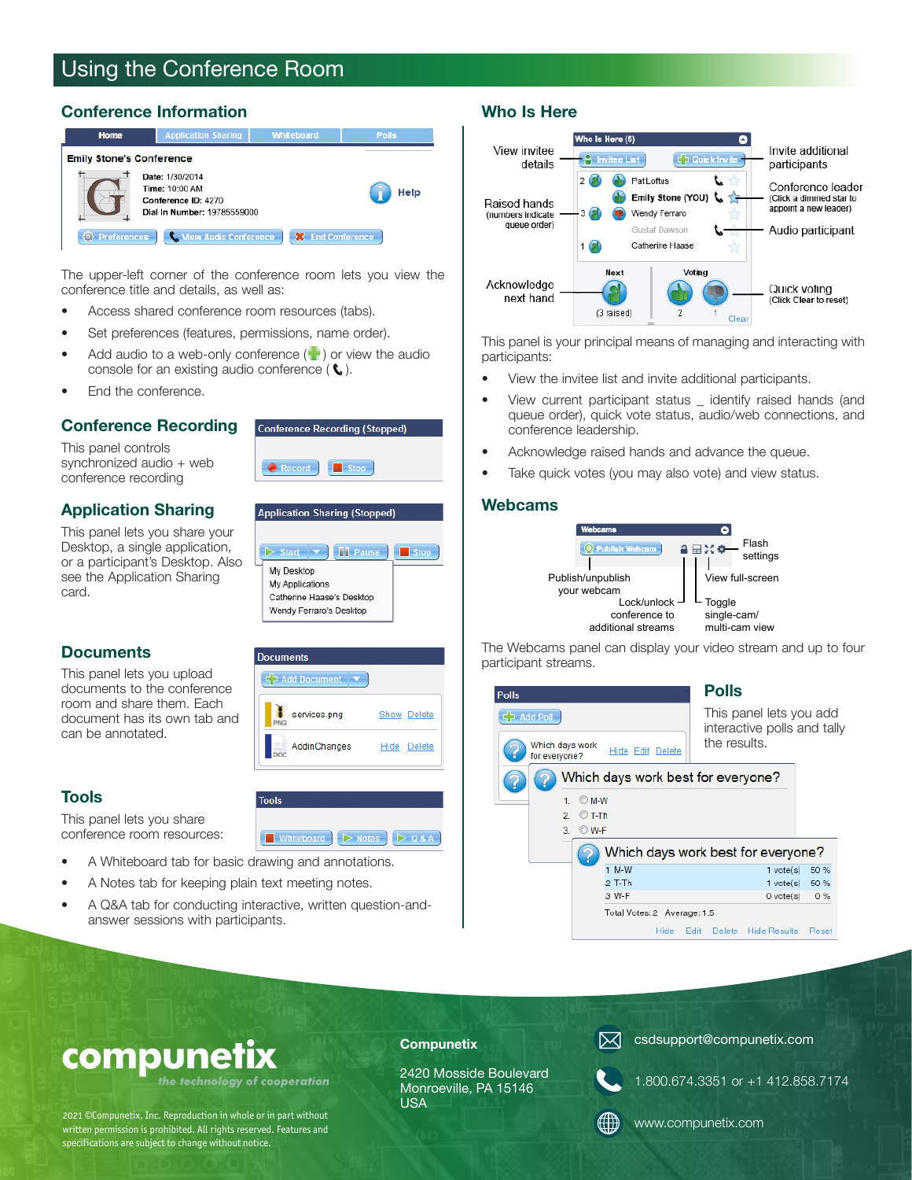# Using the Conference Room

## Conference Information

The upper-left corner of the conference room lets you view the conference title and details, as well as:

- Access shared conference room resources (tabs).
- Set preferences (features, permissions, name order).
- Add audio to a web-only conference ( ) or view the audio console for an existing audio conference ( ).
- End the conference.

## Conference Recording

This panel controls synchronized audio + web conference recording

## Application Sharing

This panel lets you share your Desktop, a single application, or a participant's Desktop. Also see the Application Sharing card.

## Documents

This panel lets you upload documents to the conference room and share them. Each document has its own tab and can be annotated.

## Tools

This panel lets you share conference room resources:

- A Whiteboard tab for basic drawing and annotations.
- A Notes tab for keeping plain text meeting notes.
- A Q&A tab for conducting interactive, written question-and-answer sessions with participants.

## Who Is Here

View invitee details

Raised hands (numbers indicate queue order)

Acknowledge next hand

Invite additional participants

Conference leader (Click a dimmed star to appoint a new leader)

Audio participant

Quick voting (Click Clear to reset)

This panel is your principal means of managing and interacting with participants:

- View the invitee list and invite additional participants.
- View current participant status _ identify raised hands (and queue order), quick vote status, audio/web connections, and conference leadership.
- Acknowledge raised hands and advance the queue.
- Take quick votes (you may also vote) and view status.

## Webcams

Flash settings

Publish/unpublish your webcam

View full-screen

Lock/unlock conference to additional streams

Toggle single-cam/ multi-cam view

The Webcams panel can display your video stream and up to four participant streams.

## Polls

This panel lets you add interactive polls and tally the results.

**Compunetix**

2420 Mosside Boulevard
Monroeville, PA 15146
USA

csdsupport@compunetix.com

1.800.674.3351 or +1 412.858.7174

www.compunetix.com

compunetix
*the technology of cooperation*

2021 ©Compunetix, Inc. Reproduction in whole or in part without written permission is prohibited. All rights reserved. Features and specifications are subject to change without notice.